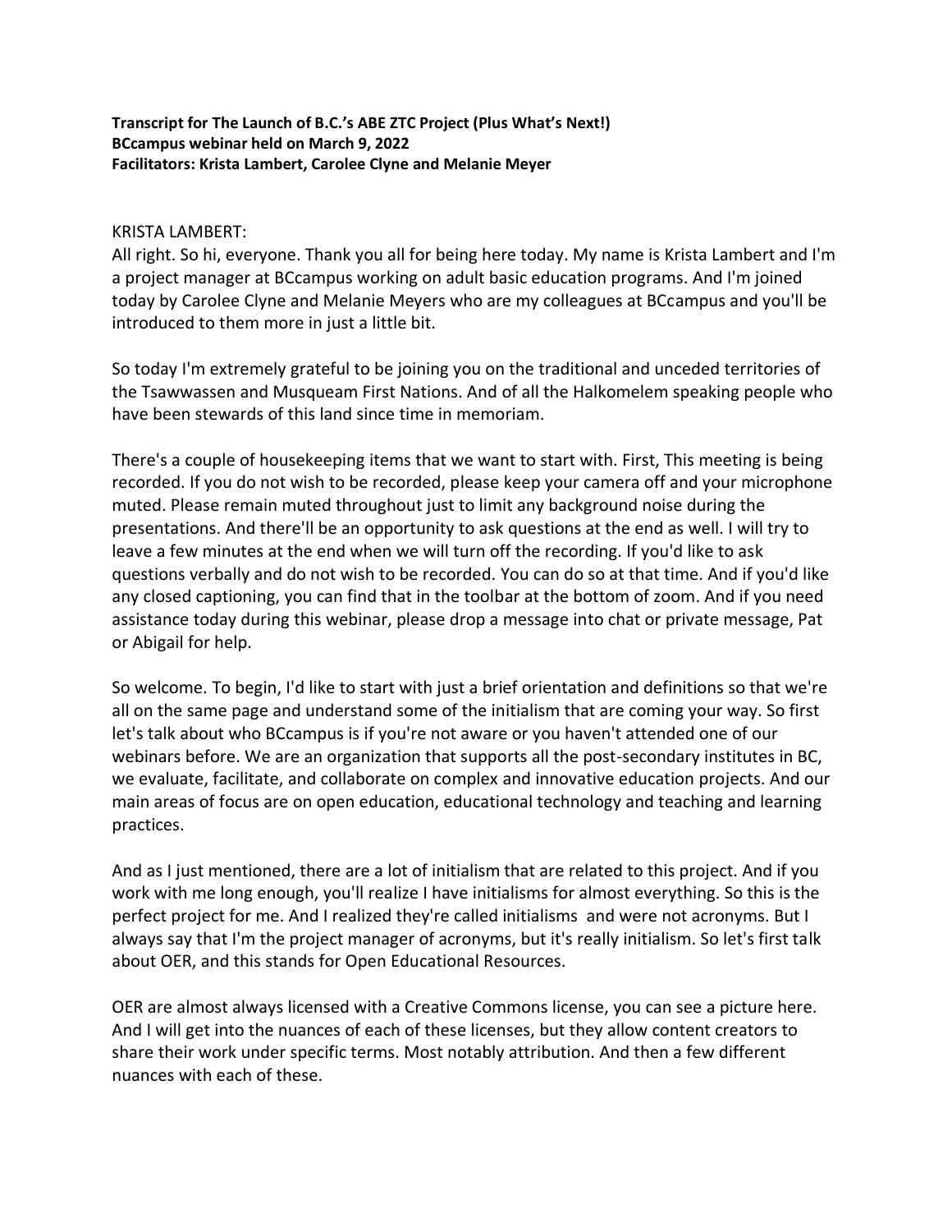**Transcript for The Launch of B.C.'s ABE ZTC Project (Plus What's Next!)**
**BCcampus webinar held on March 9, 2022**
**Facilitators: Krista Lambert, Carolee Clyne and Melanie Meyer**

KRISTA LAMBERT:
All right. So hi, everyone. Thank you all for being here today. My name is Krista Lambert and I'm a project manager at BCcampus working on adult basic education programs. And I'm joined today by Carolee Clyne and Melanie Meyers who are my colleagues at BCcampus and you'll be introduced to them more in just a little bit.

So today I'm extremely grateful to be joining you on the traditional and unceded territories of the Tsawwassen and Musqueam First Nations. And of all the Halkomelem speaking people who have been stewards of this land since time in memoriam.

There's a couple of housekeeping items that we want to start with. First, This meeting is being recorded. If you do not wish to be recorded, please keep your camera off and your microphone muted. Please remain muted throughout just to limit any background noise during the presentations. And there'll be an opportunity to ask questions at the end as well. I will try to leave a few minutes at the end when we will turn off the recording. If you'd like to ask questions verbally and do not wish to be recorded. You can do so at that time. And if you'd like any closed captioning, you can find that in the toolbar at the bottom of zoom. And if you need assistance today during this webinar, please drop a message into chat or private message, Pat or Abigail for help.

So welcome. To begin, I'd like to start with just a brief orientation and definitions so that we're all on the same page and understand some of the initialism that are coming your way. So first let's talk about who BCcampus is if you're not aware or you haven't attended one of our webinars before. We are an organization that supports all the post-secondary institutes in BC, we evaluate, facilitate, and collaborate on complex and innovative education projects. And our main areas of focus are on open education, educational technology and teaching and learning practices.

And as I just mentioned, there are a lot of initialism that are related to this project. And if you work with me long enough, you'll realize I have initialisms for almost everything. So this is the perfect project for me. And I realized they're called initialisms and were not acronyms. But I always say that I'm the project manager of acronyms, but it's really initialism. So let's first talk about OER, and this stands for Open Educational Resources.

OER are almost always licensed with a Creative Commons license, you can see a picture here. And I will get into the nuances of each of these licenses, but they allow content creators to share their work under specific terms. Most notably attribution. And then a few different nuances with each of these.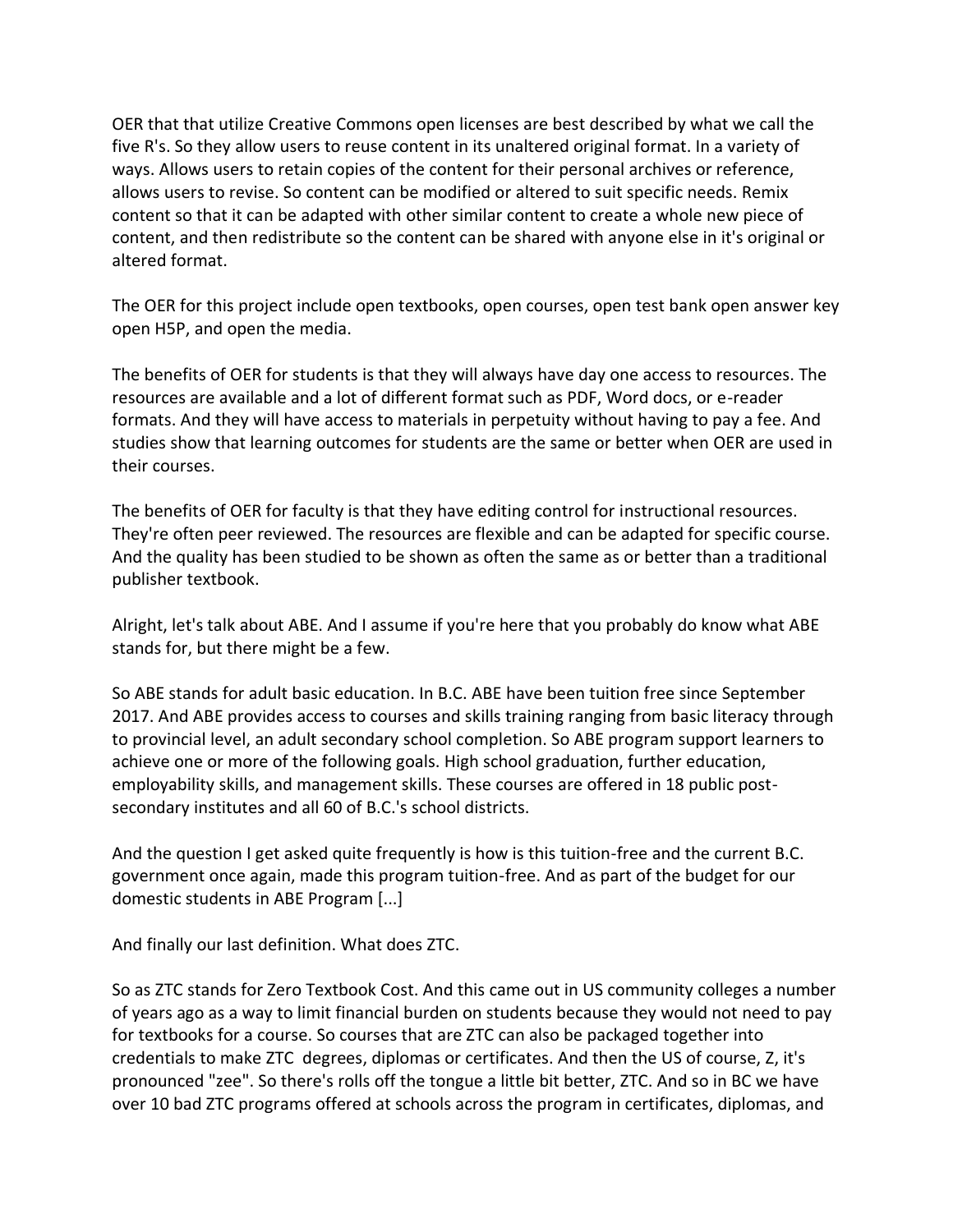OER that that utilize Creative Commons open licenses are best described by what we call the five R's. So they allow users to reuse content in its unaltered original format. In a variety of ways. Allows users to retain copies of the content for their personal archives or reference, allows users to revise. So content can be modified or altered to suit specific needs. Remix content so that it can be adapted with other similar content to create a whole new piece of content, and then redistribute so the content can be shared with anyone else in it's original or altered format.

The OER for this project include open textbooks, open courses, open test bank open answer key open H5P, and open the media.

The benefits of OER for students is that they will always have day one access to resources. The resources are available and a lot of different format such as PDF, Word docs, or e-reader formats. And they will have access to materials in perpetuity without having to pay a fee. And studies show that learning outcomes for students are the same or better when OER are used in their courses.

The benefits of OER for faculty is that they have editing control for instructional resources. They're often peer reviewed. The resources are flexible and can be adapted for specific course. And the quality has been studied to be shown as often the same as or better than a traditional publisher textbook.

Alright, let's talk about ABE. And I assume if you're here that you probably do know what ABE stands for, but there might be a few.

So ABE stands for adult basic education. In B.C. ABE have been tuition free since September 2017. And ABE provides access to courses and skills training ranging from basic literacy through to provincial level, an adult secondary school completion. So ABE program support learners to achieve one or more of the following goals. High school graduation, further education, employability skills, and management skills. These courses are offered in 18 public post-secondary institutes and all 60 of B.C.'s school districts.

And the question I get asked quite frequently is how is this tuition-free and the current B.C. government once again, made this program tuition-free. And as part of the budget for our domestic students in ABE Program [...]

And finally our last definition. What does ZTC.

So as ZTC stands for Zero Textbook Cost. And this came out in US community colleges a number of years ago as a way to limit financial burden on students because they would not need to pay for textbooks for a course. So courses that are ZTC can also be packaged together into credentials to make ZTC degrees, diplomas or certificates. And then the US of course, Z, it's pronounced "zee". So there's rolls off the tongue a little bit better, ZTC. And so in BC we have over 10 bad ZTC programs offered at schools across the program in certificates, diplomas, and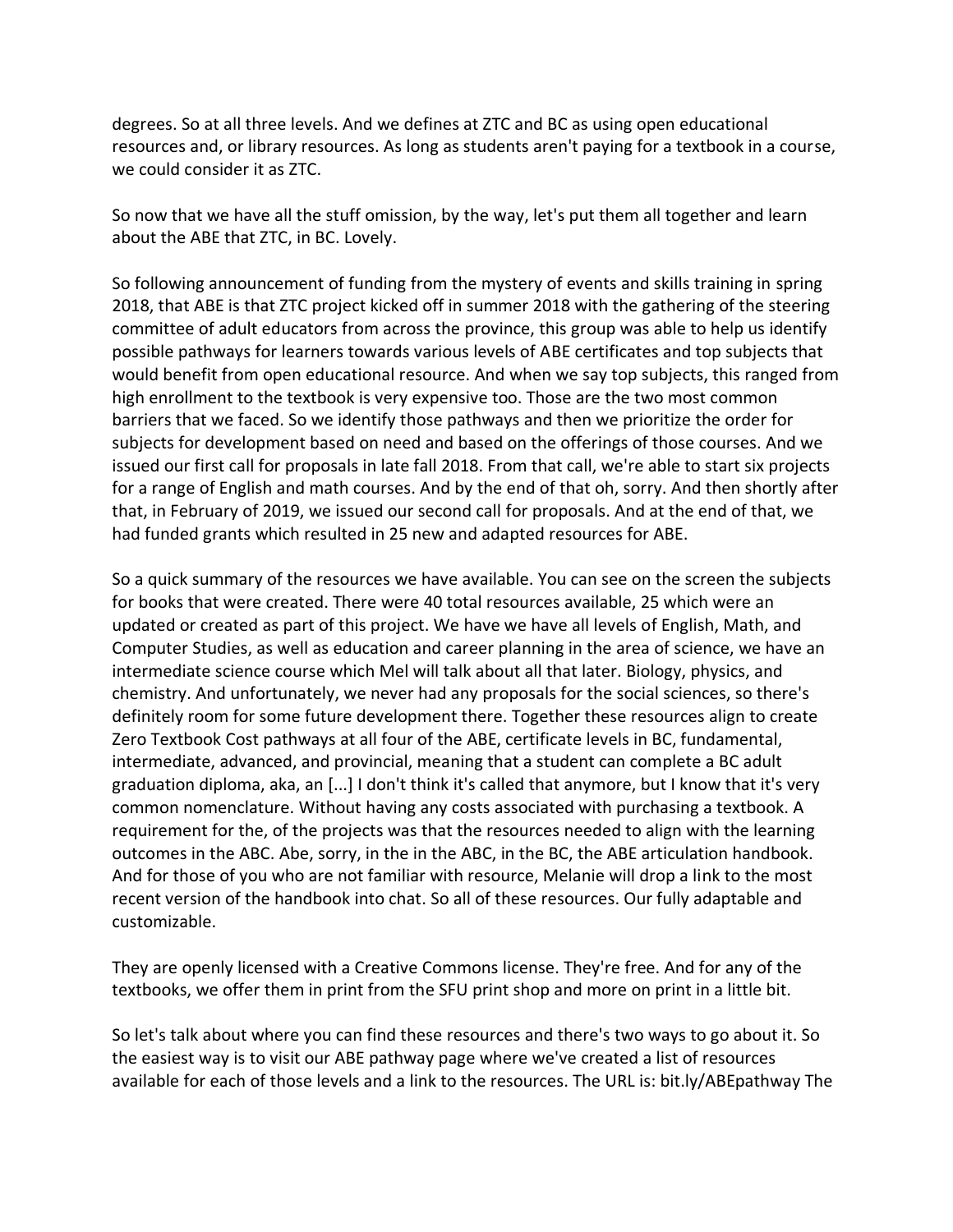degrees. So at all three levels. And we defines at ZTC and BC as using open educational resources and, or library resources. As long as students aren't paying for a textbook in a course, we could consider it as ZTC.

So now that we have all the stuff omission, by the way, let's put them all together and learn about the ABE that ZTC, in BC. Lovely.

So following announcement of funding from the mystery of events and skills training in spring 2018, that ABE is that ZTC project kicked off in summer 2018 with the gathering of the steering committee of adult educators from across the province, this group was able to help us identify possible pathways for learners towards various levels of ABE certificates and top subjects that would benefit from open educational resource. And when we say top subjects, this ranged from high enrollment to the textbook is very expensive too. Those are the two most common barriers that we faced. So we identify those pathways and then we prioritize the order for subjects for development based on need and based on the offerings of those courses. And we issued our first call for proposals in late fall 2018. From that call, we're able to start six projects for a range of English and math courses. And by the end of that oh, sorry. And then shortly after that, in February of 2019, we issued our second call for proposals. And at the end of that, we had funded grants which resulted in 25 new and adapted resources for ABE.

So a quick summary of the resources we have available. You can see on the screen the subjects for books that were created. There were 40 total resources available, 25 which were an updated or created as part of this project. We have we have all levels of English, Math, and Computer Studies, as well as education and career planning in the area of science, we have an intermediate science course which Mel will talk about all that later. Biology, physics, and chemistry. And unfortunately, we never had any proposals for the social sciences, so there's definitely room for some future development there. Together these resources align to create Zero Textbook Cost pathways at all four of the ABE, certificate levels in BC, fundamental, intermediate, advanced, and provincial, meaning that a student can complete a BC adult graduation diploma, aka, an [...] I don't think it's called that anymore, but I know that it's very common nomenclature. Without having any costs associated with purchasing a textbook. A requirement for the, of the projects was that the resources needed to align with the learning outcomes in the ABC. Abe, sorry, in the in the ABC, in the BC, the ABE articulation handbook. And for those of you who are not familiar with resource, Melanie will drop a link to the most recent version of the handbook into chat. So all of these resources. Our fully adaptable and customizable.

They are openly licensed with a Creative Commons license. They're free. And for any of the textbooks, we offer them in print from the SFU print shop and more on print in a little bit.

So let's talk about where you can find these resources and there's two ways to go about it. So the easiest way is to visit our ABE pathway page where we've created a list of resources available for each of those levels and a link to the resources. The URL is: bit.ly/ABEpathway The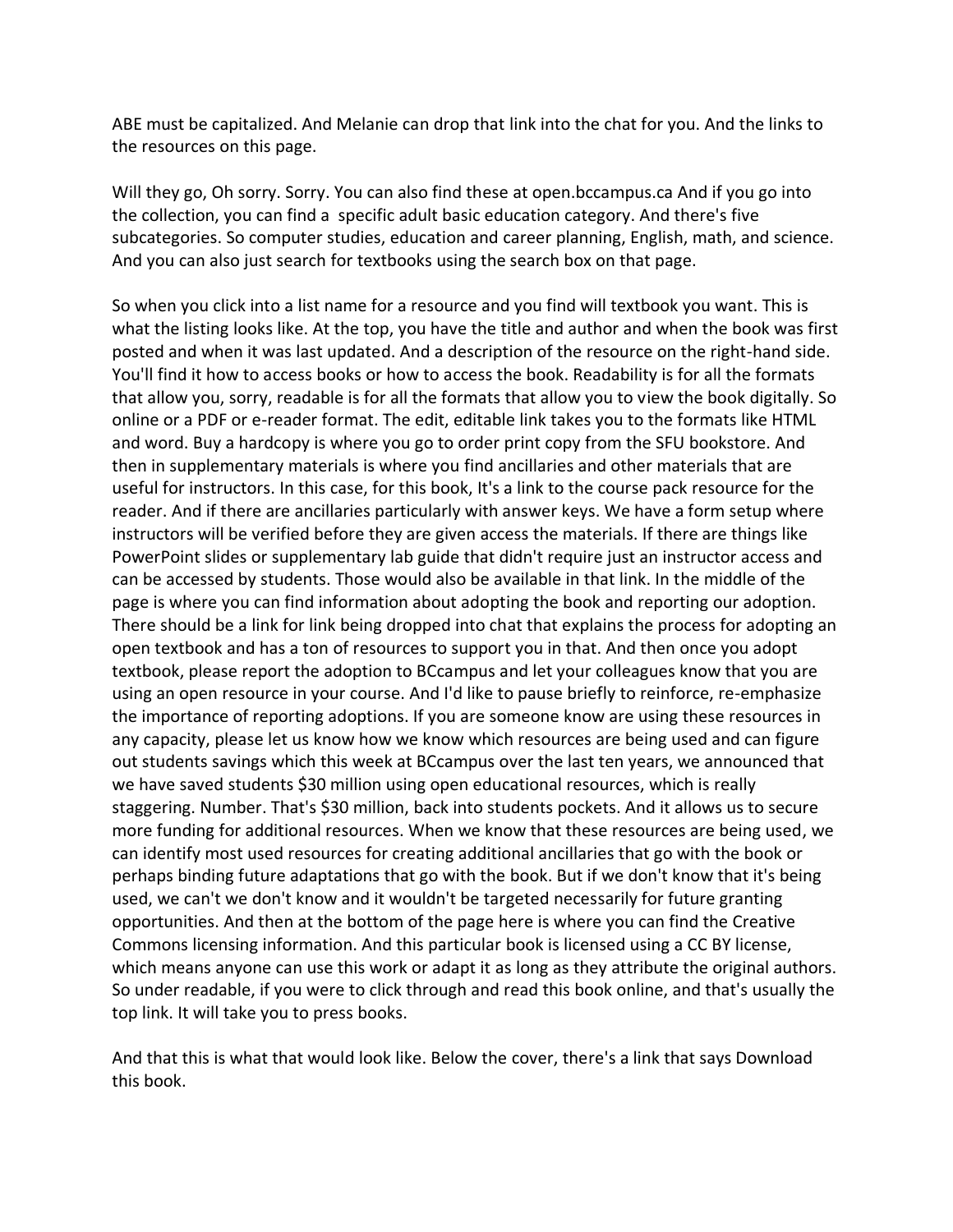ABE must be capitalized. And Melanie can drop that link into the chat for you. And the links to the resources on this page.

Will they go, Oh sorry. Sorry. You can also find these at open.bccampus.ca And if you go into the collection, you can find a  specific adult basic education category. And there's five subcategories. So computer studies, education and career planning, English, math, and science. And you can also just search for textbooks using the search box on that page.

So when you click into a list name for a resource and you find will textbook you want. This is what the listing looks like. At the top, you have the title and author and when the book was first posted and when it was last updated. And a description of the resource on the right-hand side. You'll find it how to access books or how to access the book. Readability is for all the formats that allow you, sorry, readable is for all the formats that allow you to view the book digitally. So online or a PDF or e-reader format. The edit, editable link takes you to the formats like HTML and word. Buy a hardcopy is where you go to order print copy from the SFU bookstore. And then in supplementary materials is where you find ancillaries and other materials that are useful for instructors. In this case, for this book, It's a link to the course pack resource for the reader. And if there are ancillaries particularly with answer keys. We have a form setup where instructors will be verified before they are given access the materials. If there are things like PowerPoint slides or supplementary lab guide that didn't require just an instructor access and can be accessed by students. Those would also be available in that link. In the middle of the page is where you can find information about adopting the book and reporting our adoption. There should be a link for link being dropped into chat that explains the process for adopting an open textbook and has a ton of resources to support you in that. And then once you adopt textbook, please report the adoption to BCcampus and let your colleagues know that you are using an open resource in your course. And I'd like to pause briefly to reinforce, re-emphasize the importance of reporting adoptions. If you are someone know are using these resources in any capacity, please let us know how we know which resources are being used and can figure out students savings which this week at BCcampus over the last ten years, we announced that we have saved students $30 million using open educational resources, which is really staggering. Number. That's $30 million, back into students pockets. And it allows us to secure more funding for additional resources. When we know that these resources are being used, we can identify most used resources for creating additional ancillaries that go with the book or perhaps binding future adaptations that go with the book. But if we don't know that it's being used, we can't we don't know and it wouldn't be targeted necessarily for future granting opportunities. And then at the bottom of the page here is where you can find the Creative Commons licensing information. And this particular book is licensed using a CC BY license, which means anyone can use this work or adapt it as long as they attribute the original authors. So under readable, if you were to click through and read this book online, and that's usually the top link. It will take you to press books.

And that this is what that would look like. Below the cover, there's a link that says Download this book.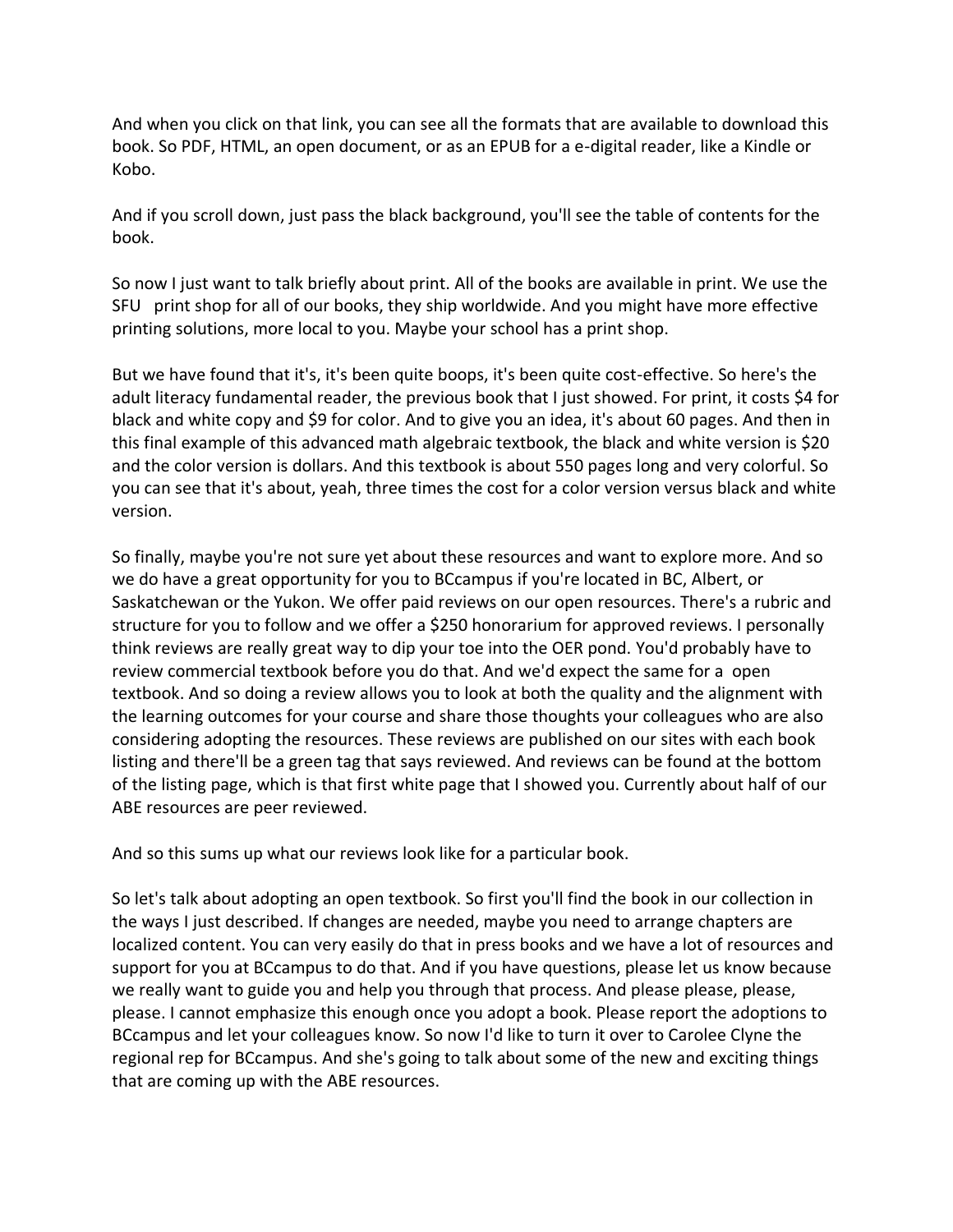And when you click on that link, you can see all the formats that are available to download this book. So PDF, HTML, an open document, or as an EPUB for a e-digital reader, like a Kindle or Kobo.

And if you scroll down, just pass the black background, you'll see the table of contents for the book.

So now I just want to talk briefly about print. All of the books are available in print. We use the SFU print shop for all of our books, they ship worldwide. And you might have more effective printing solutions, more local to you. Maybe your school has a print shop.

But we have found that it's, it's been quite boops, it's been quite cost-effective. So here's the adult literacy fundamental reader, the previous book that I just showed. For print, it costs $4 for black and white copy and $9 for color. And to give you an idea, it's about 60 pages. And then in this final example of this advanced math algebraic textbook, the black and white version is $20 and the color version is dollars. And this textbook is about 550 pages long and very colorful. So you can see that it's about, yeah, three times the cost for a color version versus black and white version.

So finally, maybe you're not sure yet about these resources and want to explore more. And so we do have a great opportunity for you to BCcampus if you're located in BC, Albert, or Saskatchewan or the Yukon. We offer paid reviews on our open resources. There's a rubric and structure for you to follow and we offer a $250 honorarium for approved reviews. I personally think reviews are really great way to dip your toe into the OER pond. You'd probably have to review commercial textbook before you do that. And we'd expect the same for a open textbook. And so doing a review allows you to look at both the quality and the alignment with the learning outcomes for your course and share those thoughts your colleagues who are also considering adopting the resources. These reviews are published on our sites with each book listing and there'll be a green tag that says reviewed. And reviews can be found at the bottom of the listing page, which is that first white page that I showed you. Currently about half of our ABE resources are peer reviewed.

And so this sums up what our reviews look like for a particular book.

So let's talk about adopting an open textbook. So first you'll find the book in our collection in the ways I just described. If changes are needed, maybe you need to arrange chapters are localized content. You can very easily do that in press books and we have a lot of resources and support for you at BCcampus to do that. And if you have questions, please let us know because we really want to guide you and help you through that process. And please please, please, please. I cannot emphasize this enough once you adopt a book. Please report the adoptions to BCcampus and let your colleagues know. So now I'd like to turn it over to Carolee Clyne the regional rep for BCcampus. And she's going to talk about some of the new and exciting things that are coming up with the ABE resources.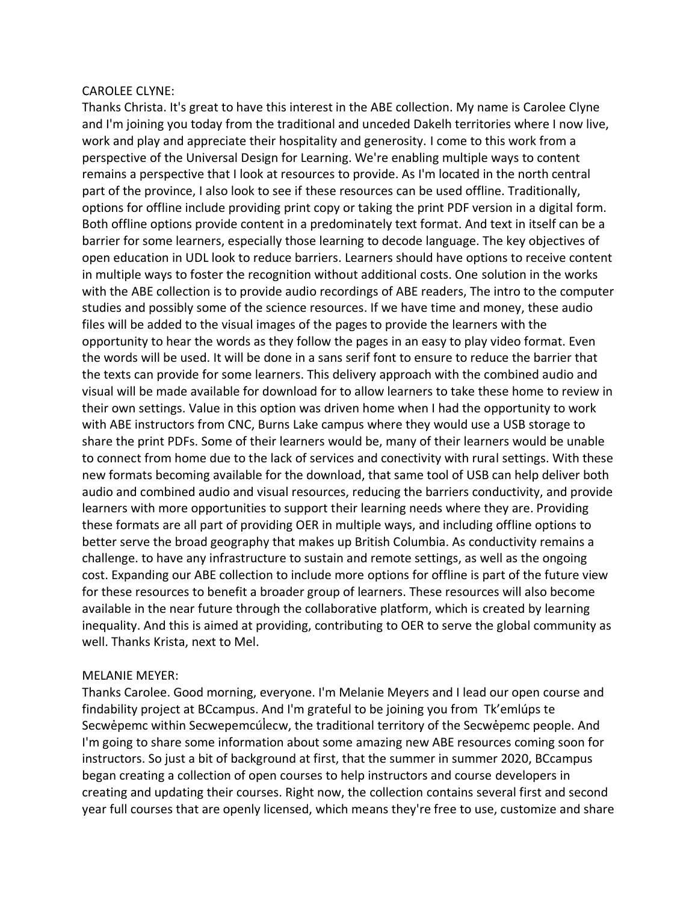CAROLEE CLYNE:

Thanks Christa. It's great to have this interest in the ABE collection. My name is Carolee Clyne and I'm joining you today from the traditional and unceded Dakelh territories where I now live, work and play and appreciate their hospitality and generosity. I come to this work from a perspective of the Universal Design for Learning. We're enabling multiple ways to content remains a perspective that I look at resources to provide. As I'm located in the north central part of the province, I also look to see if these resources can be used offline. Traditionally, options for offline include providing print copy or taking the print PDF version in a digital form. Both offline options provide content in a predominately text format. And text in itself can be a barrier for some learners, especially those learning to decode language. The key objectives of open education in UDL look to reduce barriers. Learners should have options to receive content in multiple ways to foster the recognition without additional costs. One solution in the works with the ABE collection is to provide audio recordings of ABE readers, The intro to the computer studies and possibly some of the science resources. If we have time and money, these audio files will be added to the visual images of the pages to provide the learners with the opportunity to hear the words as they follow the pages in an easy to play video format. Even the words will be used. It will be done in a sans serif font to ensure to reduce the barrier that the texts can provide for some learners. This delivery approach with the combined audio and visual will be made available for download for to allow learners to take these home to review in their own settings. Value in this option was driven home when I had the opportunity to work with ABE instructors from CNC, Burns Lake campus where they would use a USB storage to share the print PDFs. Some of their learners would be, many of their learners would be unable to connect from home due to the lack of services and conectivity with rural settings. With these new formats becoming available for the download, that same tool of USB can help deliver both audio and combined audio and visual resources, reducing the barriers conductivity, and provide learners with more opportunities to support their learning needs where they are. Providing these formats are all part of providing OER in multiple ways, and including offline options to better serve the broad geography that makes up British Columbia. As conductivity remains a challenge. to have any infrastructure to sustain and remote settings, as well as the ongoing cost. Expanding our ABE collection to include more options for offline is part of the future view for these resources to benefit a broader group of learners. These resources will also become available in the near future through the collaborative platform, which is created by learning inequality. And this is aimed at providing, contributing to OER to serve the global community as well. Thanks Krista, next to Mel.

MELANIE MEYER:

Thanks Carolee. Good morning, everyone. I'm Melanie Meyers and I lead our open course and findability project at BCcampus. And I'm grateful to be joining you from Tk'emlúps te Secwėpemc within Secwepemcúl̓ecw, the traditional territory of the Secwėpemc people. And I'm going to share some information about some amazing new ABE resources coming soon for instructors. So just a bit of background at first, that the summer in summer 2020, BCcampus began creating a collection of open courses to help instructors and course developers in creating and updating their courses. Right now, the collection contains several first and second year full courses that are openly licensed, which means they're free to use, customize and share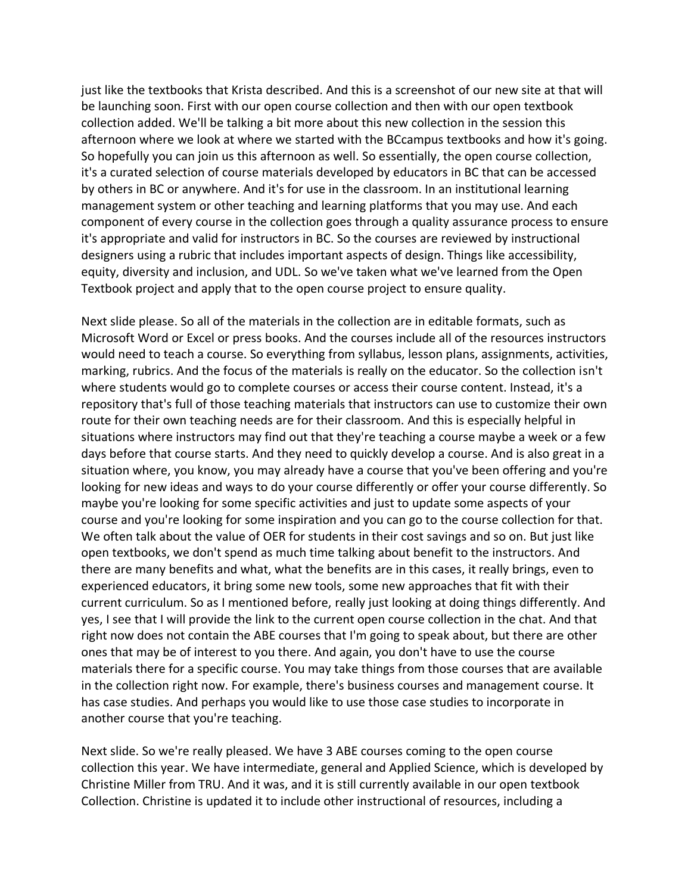just like the textbooks that Krista described. And this is a screenshot of our new site at that will be launching soon. First with our open course collection and then with our open textbook collection added. We'll be talking a bit more about this new collection in the session this afternoon where we look at where we started with the BCcampus textbooks and how it's going. So hopefully you can join us this afternoon as well. So essentially, the open course collection, it's a curated selection of course materials developed by educators in BC that can be accessed by others in BC or anywhere. And it's for use in the classroom. In an institutional learning management system or other teaching and learning platforms that you may use. And each component of every course in the collection goes through a quality assurance process to ensure it's appropriate and valid for instructors in BC. So the courses are reviewed by instructional designers using a rubric that includes important aspects of design. Things like accessibility, equity, diversity and inclusion, and UDL. So we've taken what we've learned from the Open Textbook project and apply that to the open course project to ensure quality.

Next slide please. So all of the materials in the collection are in editable formats, such as Microsoft Word or Excel or press books. And the courses include all of the resources instructors would need to teach a course. So everything from syllabus, lesson plans, assignments, activities, marking, rubrics. And the focus of the materials is really on the educator. So the collection isn't where students would go to complete courses or access their course content. Instead, it's a repository that's full of those teaching materials that instructors can use to customize their own route for their own teaching needs are for their classroom. And this is especially helpful in situations where instructors may find out that they're teaching a course maybe a week or a few days before that course starts. And they need to quickly develop a course. And is also great in a situation where, you know, you may already have a course that you've been offering and you're looking for new ideas and ways to do your course differently or offer your course differently. So maybe you're looking for some specific activities and just to update some aspects of your course and you're looking for some inspiration and you can go to the course collection for that. We often talk about the value of OER for students in their cost savings and so on. But just like open textbooks, we don't spend as much time talking about benefit to the instructors. And there are many benefits and what, what the benefits are in this cases, it really brings, even to experienced educators, it bring some new tools, some new approaches that fit with their current curriculum. So as I mentioned before, really just looking at doing things differently. And yes, I see that I will provide the link to the current open course collection in the chat. And that right now does not contain the ABE courses that I'm going to speak about, but there are other ones that may be of interest to you there. And again, you don't have to use the course materials there for a specific course. You may take things from those courses that are available in the collection right now. For example, there's business courses and management course. It has case studies. And perhaps you would like to use those case studies to incorporate in another course that you're teaching.

Next slide. So we're really pleased. We have 3 ABE courses coming to the open course collection this year. We have intermediate, general and Applied Science, which is developed by Christine Miller from TRU. And it was, and it is still currently available in our open textbook Collection. Christine is updated it to include other instructional of resources, including a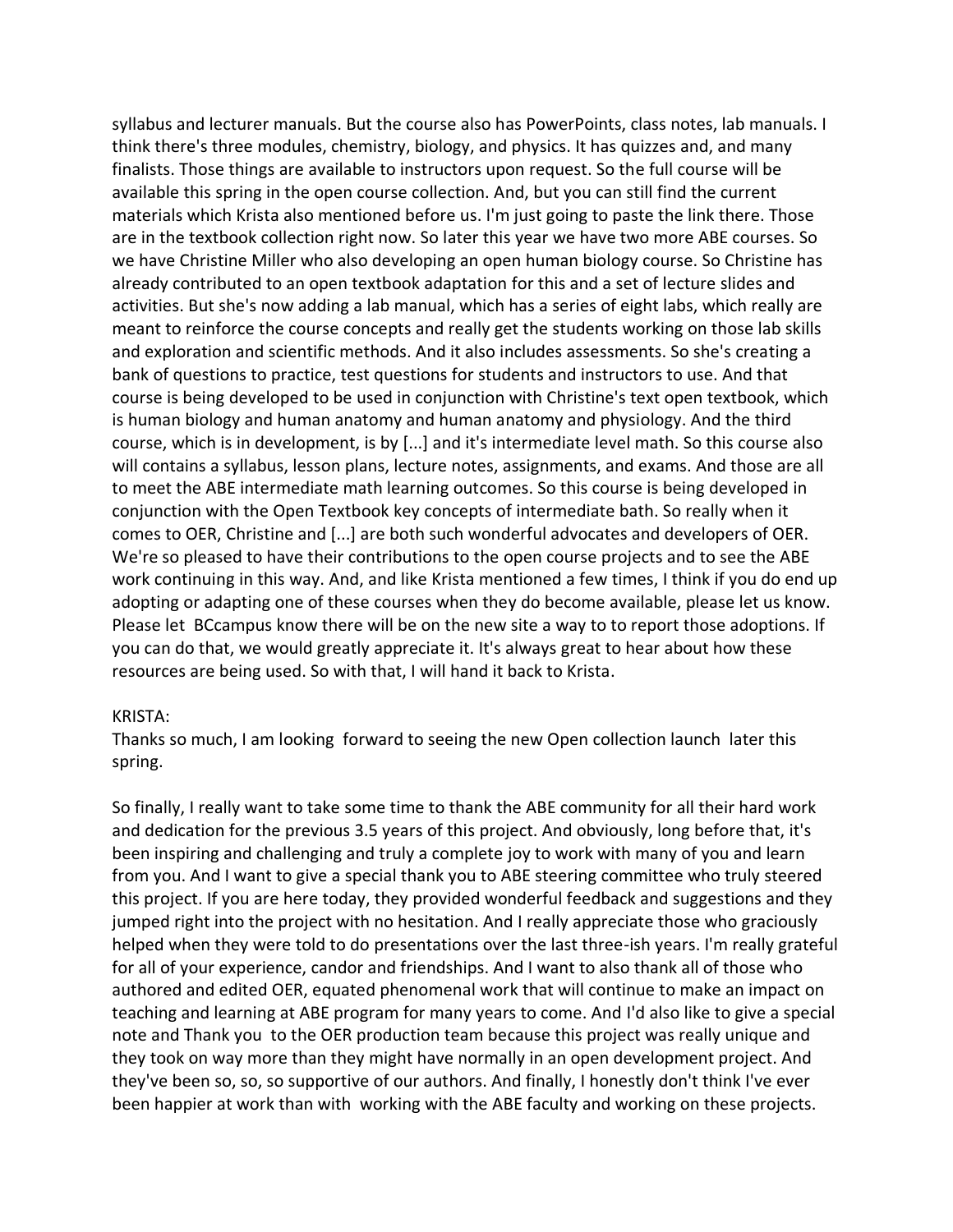syllabus and lecturer manuals. But the course also has PowerPoints, class notes, lab manuals. I think there's three modules, chemistry, biology, and physics. It has quizzes and, and many finalists. Those things are available to instructors upon request. So the full course will be available this spring in the open course collection. And, but you can still find the current materials which Krista also mentioned before us. I'm just going to paste the link there. Those are in the textbook collection right now. So later this year we have two more ABE courses. So we have Christine Miller who also developing an open human biology course. So Christine has already contributed to an open textbook adaptation for this and a set of lecture slides and activities. But she's now adding a lab manual, which has a series of eight labs, which really are meant to reinforce the course concepts and really get the students working on those lab skills and exploration and scientific methods. And it also includes assessments. So she's creating a bank of questions to practice, test questions for students and instructors to use. And that course is being developed to be used in conjunction with Christine's text open textbook, which is human biology and human anatomy and human anatomy and physiology. And the third course, which is in development, is by [...] and it's intermediate level math. So this course also will contains a syllabus, lesson plans, lecture notes, assignments, and exams. And those are all to meet the ABE intermediate math learning outcomes. So this course is being developed in conjunction with the Open Textbook key concepts of intermediate bath. So really when it comes to OER, Christine and [...] are both such wonderful advocates and developers of OER. We're so pleased to have their contributions to the open course projects and to see the ABE work continuing in this way. And, and like Krista mentioned a few times, I think if you do end up adopting or adapting one of these courses when they do become available, please let us know. Please let BCcampus know there will be on the new site a way to to report those adoptions. If you can do that, we would greatly appreciate it. It's always great to hear about how these resources are being used. So with that, I will hand it back to Krista.

KRISTA:
Thanks so much, I am looking forward to seeing the new Open collection launch later this spring.

So finally, I really want to take some time to thank the ABE community for all their hard work and dedication for the previous 3.5 years of this project. And obviously, long before that, it's been inspiring and challenging and truly a complete joy to work with many of you and learn from you. And I want to give a special thank you to ABE steering committee who truly steered this project. If you are here today, they provided wonderful feedback and suggestions and they jumped right into the project with no hesitation. And I really appreciate those who graciously helped when they were told to do presentations over the last three-ish years. I'm really grateful for all of your experience, candor and friendships. And I want to also thank all of those who authored and edited OER, equated phenomenal work that will continue to make an impact on teaching and learning at ABE program for many years to come. And I'd also like to give a special note and Thank you to the OER production team because this project was really unique and they took on way more than they might have normally in an open development project. And they've been so, so, so supportive of our authors. And finally, I honestly don't think I've ever been happier at work than with working with the ABE faculty and working on these projects.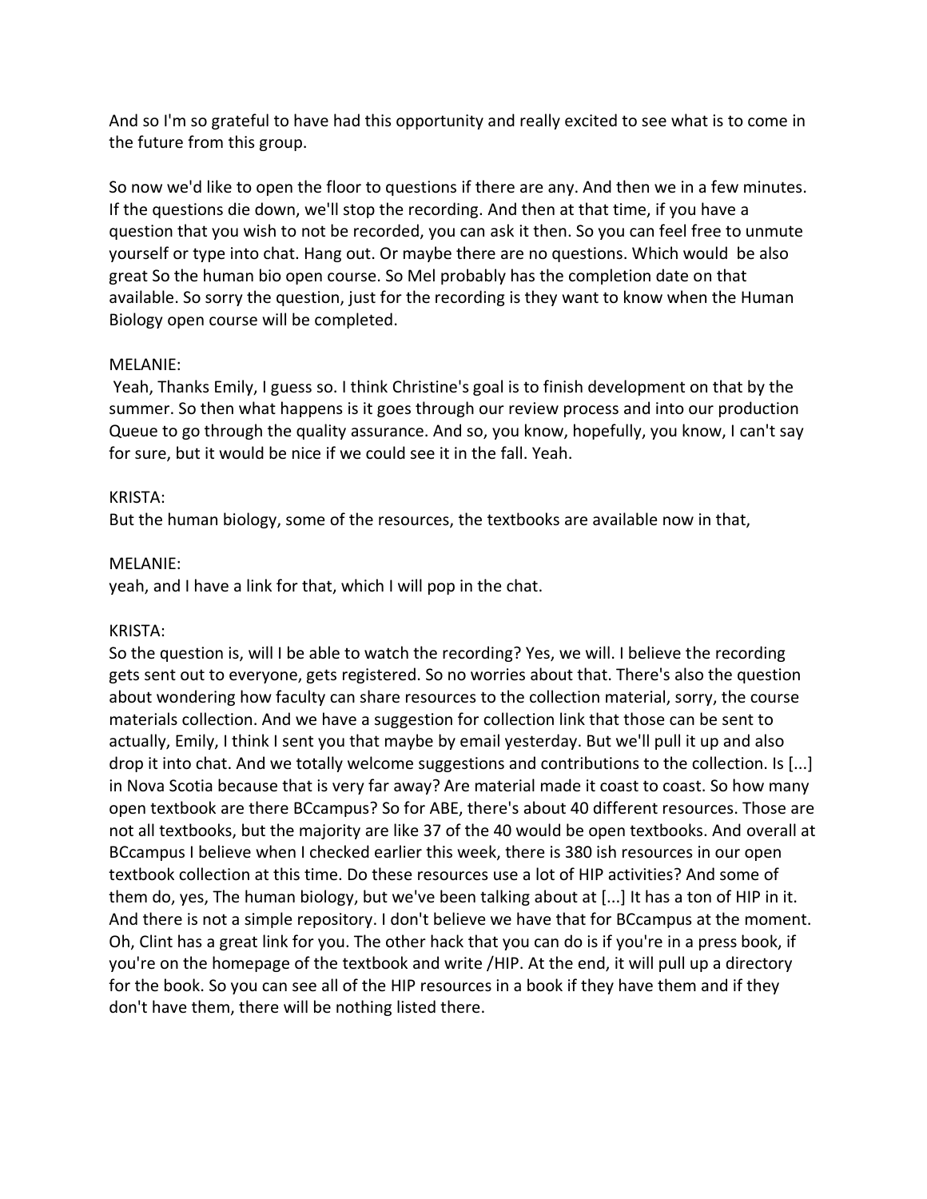And so I'm so grateful to have had this opportunity and really excited to see what is to come in the future from this group.

So now we'd like to open the floor to questions if there are any. And then we in a few minutes. If the questions die down, we'll stop the recording. And then at that time, if you have a question that you wish to not be recorded, you can ask it then. So you can feel free to unmute yourself or type into chat. Hang out. Or maybe there are no questions. Which would be also great So the human bio open course. So Mel probably has the completion date on that available. So sorry the question, just for the recording is they want to know when the Human Biology open course will be completed.

MELANIE:
Yeah, Thanks Emily, I guess so. I think Christine's goal is to finish development on that by the summer. So then what happens is it goes through our review process and into our production Queue to go through the quality assurance. And so, you know, hopefully, you know, I can't say for sure, but it would be nice if we could see it in the fall. Yeah.

KRISTA:
But the human biology, some of the resources, the textbooks are available now in that,

MELANIE:
yeah, and I have a link for that, which I will pop in the chat.

KRISTA:
So the question is, will I be able to watch the recording? Yes, we will. I believe the recording gets sent out to everyone, gets registered. So no worries about that. There's also the question about wondering how faculty can share resources to the collection material, sorry, the course materials collection. And we have a suggestion for collection link that those can be sent to actually, Emily, I think I sent you that maybe by email yesterday. But we'll pull it up and also drop it into chat. And we totally welcome suggestions and contributions to the collection. Is [...] in Nova Scotia because that is very far away? Are material made it coast to coast. So how many open textbook are there BCcampus? So for ABE, there's about 40 different resources. Those are not all textbooks, but the majority are like 37 of the 40 would be open textbooks. And overall at BCcampus I believe when I checked earlier this week, there is 380 ish resources in our open textbook collection at this time. Do these resources use a lot of HIP activities? And some of them do, yes, The human biology, but we've been talking about at [...] It has a ton of HIP in it. And there is not a simple repository. I don't believe we have that for BCcampus at the moment. Oh, Clint has a great link for you. The other hack that you can do is if you're in a press book, if you're on the homepage of the textbook and write /HIP. At the end, it will pull up a directory for the book. So you can see all of the HIP resources in a book if they have them and if they don't have them, there will be nothing listed there.